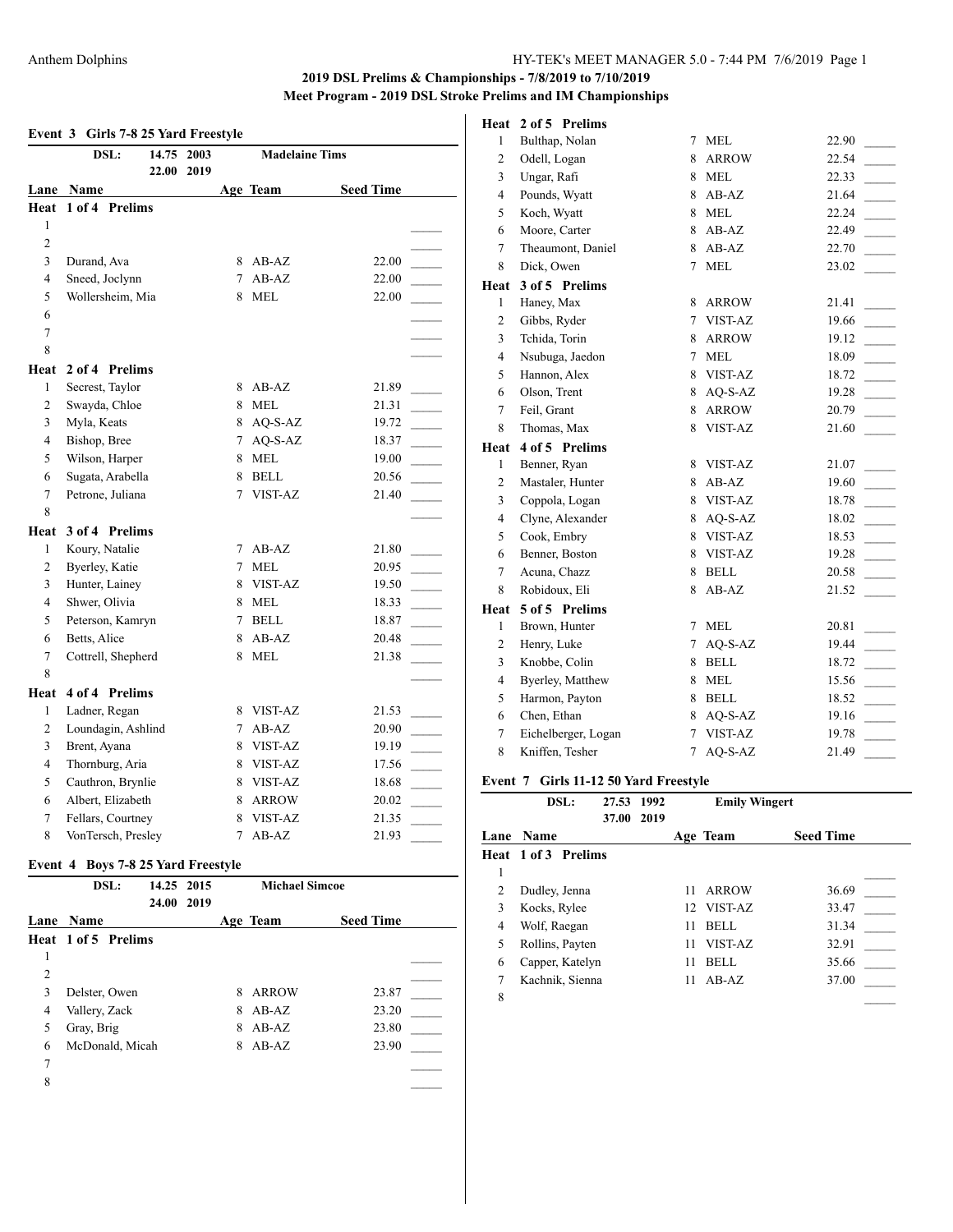## 2019 DSL Prelims & Championships - 7/8/2019 to 7/10/2019
### Meet Program - 2019 DSL Stroke Prelims and IM Championships

### Event 3 Girls 7-8 25 Yard Freestyle

DSL: 14.75 2003 Madelaine Tims
22.00 2019

| Lane | Name | Age | Team | Seed Time |
|---|---|---|---|---|
| **Heat 1 of 4 Prelims** | | | | |
| 1 | | | | |
| 2 | | | | |
| 3 | Durand, Ava | 8 | AB-AZ | 22.00 |
| 4 | Sneed, Joclynn | 7 | AB-AZ | 22.00 |
| 5 | Wollersheim, Mia | 8 | MEL | 22.00 |
| 6 | | | | |
| 7 | | | | |
| 8 | | | | |
| **Heat 2 of 4 Prelims** | | | | |
| 1 | Secrest, Taylor | 8 | AB-AZ | 21.89 |
| 2 | Swayda, Chloe | 8 | MEL | 21.31 |
| 3 | Myla, Keats | 8 | AQ-S-AZ | 19.72 |
| 4 | Bishop, Bree | 7 | AQ-S-AZ | 18.37 |
| 5 | Wilson, Harper | 8 | MEL | 19.00 |
| 6 | Sugata, Arabella | 8 | BELL | 20.56 |
| 7 | Petrone, Juliana | 7 | VIST-AZ | 21.40 |
| 8 | | | | |
| **Heat 3 of 4 Prelims** | | | | |
| 1 | Koury, Natalie | 7 | AB-AZ | 21.80 |
| 2 | Byerley, Katie | 7 | MEL | 20.95 |
| 3 | Hunter, Lainey | 8 | VIST-AZ | 19.50 |
| 4 | Shwer, Olivia | 8 | MEL | 18.33 |
| 5 | Peterson, Kamryn | 7 | BELL | 18.87 |
| 6 | Betts, Alice | 8 | AB-AZ | 20.48 |
| 7 | Cottrell, Shepherd | 8 | MEL | 21.38 |
| 8 | | | | |
| **Heat 4 of 4 Prelims** | | | | |
| 1 | Ladner, Regan | 8 | VIST-AZ | 21.53 |
| 2 | Loundagin, Ashlind | 7 | AB-AZ | 20.90 |
| 3 | Brent, Ayana | 8 | VIST-AZ | 19.19 |
| 4 | Thornburg, Aria | 8 | VIST-AZ | 17.56 |
| 5 | Cauthron, Brynlie | 8 | VIST-AZ | 18.68 |
| 6 | Albert, Elizabeth | 8 | ARROW | 20.02 |
| 7 | Fellars, Courtney | 8 | VIST-AZ | 21.35 |
| 8 | VonTersch, Presley | 7 | AB-AZ | 21.93 |

### Event 4 Boys 7-8 25 Yard Freestyle

DSL: 14.25 2015 Michael Simcoe
24.00 2019

| Lane | Name | Age | Team | Seed Time |
|---|---|---|---|---|
| **Heat 1 of 5 Prelims** | | | | |
| 1 | | | | |
| 2 | | | | |
| 3 | Delster, Owen | 8 | ARROW | 23.87 |
| 4 | Vallery, Zack | 8 | AB-AZ | 23.20 |
| 5 | Gray, Brig | 8 | AB-AZ | 23.80 |
| 6 | McDonald, Micah | 8 | AB-AZ | 23.90 |
| 7 | | | | |
| 8 | | | | |
| **Heat 2 of 5 Prelims** | | | | |
| 1 | Bulthap, Nolan | 7 | MEL | 22.90 |
| 2 | Odell, Logan | 8 | ARROW | 22.54 |
| 3 | Ungar, Rafi | 8 | MEL | 22.33 |
| 4 | Pounds, Wyatt | 8 | AB-AZ | 21.64 |
| 5 | Koch, Wyatt | 8 | MEL | 22.24 |
| 6 | Moore, Carter | 8 | AB-AZ | 22.49 |
| 7 | Theaumont, Daniel | 8 | AB-AZ | 22.70 |
| 8 | Dick, Owen | 7 | MEL | 23.02 |
| **Heat 3 of 5 Prelims** | | | | |
| 1 | Haney, Max | 8 | ARROW | 21.41 |
| 2 | Gibbs, Ryder | 7 | VIST-AZ | 19.66 |
| 3 | Tchida, Torin | 8 | ARROW | 19.12 |
| 4 | Nsubuga, Jaedon | 7 | MEL | 18.09 |
| 5 | Hannon, Alex | 8 | VIST-AZ | 18.72 |
| 6 | Olson, Trent | 8 | AQ-S-AZ | 19.28 |
| 7 | Feil, Grant | 8 | ARROW | 20.79 |
| 8 | Thomas, Max | 8 | VIST-AZ | 21.60 |
| **Heat 4 of 5 Prelims** | | | | |
| 1 | Benner, Ryan | 8 | VIST-AZ | 21.07 |
| 2 | Mastaler, Hunter | 8 | AB-AZ | 19.60 |
| 3 | Coppola, Logan | 8 | VIST-AZ | 18.78 |
| 4 | Clyne, Alexander | 8 | AQ-S-AZ | 18.02 |
| 5 | Cook, Embry | 8 | VIST-AZ | 18.53 |
| 6 | Benner, Boston | 8 | VIST-AZ | 19.28 |
| 7 | Acuna, Chazz | 8 | BELL | 20.58 |
| 8 | Robidoux, Eli | 8 | AB-AZ | 21.52 |
| **Heat 5 of 5 Prelims** | | | | |
| 1 | Brown, Hunter | 7 | MEL | 20.81 |
| 2 | Henry, Luke | 7 | AQ-S-AZ | 19.44 |
| 3 | Knobbe, Colin | 8 | BELL | 18.72 |
| 4 | Byerley, Matthew | 8 | MEL | 15.56 |
| 5 | Harmon, Payton | 8 | BELL | 18.52 |
| 6 | Chen, Ethan | 8 | AQ-S-AZ | 19.16 |
| 7 | Eichelberger, Logan | 7 | VIST-AZ | 19.78 |
| 8 | Kniffen, Tesher | 7 | AQ-S-AZ | 21.49 |

### Event 7 Girls 11-12 50 Yard Freestyle

DSL: 27.53 1992 Emily Wingert
37.00 2019

| Lane | Name | Age | Team | Seed Time |
|---|---|---|---|---|
| **Heat 1 of 3 Prelims** | | | | |
| 1 | | | | |
| 2 | Dudley, Jenna | 11 | ARROW | 36.69 |
| 3 | Kocks, Rylee | 12 | VIST-AZ | 33.47 |
| 4 | Wolf, Raegan | 11 | BELL | 31.34 |
| 5 | Rollins, Payten | 11 | VIST-AZ | 32.91 |
| 6 | Capper, Katelyn | 11 | BELL | 35.66 |
| 7 | Kachnik, Sienna | 11 | AB-AZ | 37.00 |
| 8 | | | | |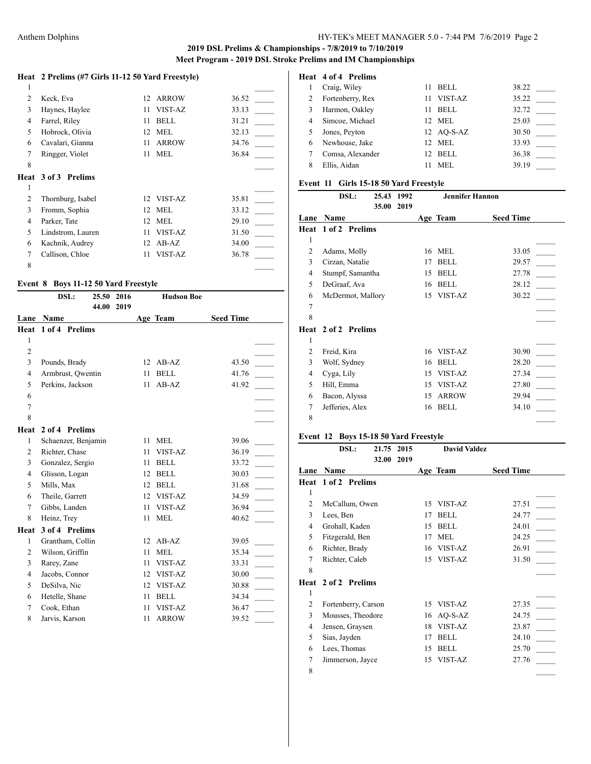## 2019 DSL Prelims & Championships - 7/8/2019 to 7/10/2019
### Meet Program - 2019 DSL Stroke Prelims and IM Championships

**Heat 2 Prelims (#7 Girls 11-12 50 Yard Freestyle)**

| Lane | Name | Age | Team | Seed Time |
|---|---|---|---|---|
| 1 | | | | |
| 2 | Keck, Eva | 12 | ARROW | 36.52 |
| 3 | Haynes, Haylee | 11 | VIST-AZ | 33.13 |
| 4 | Farrel, Riley | 11 | BELL | 31.21 |
| 5 | Hobrock, Olivia | 12 | MEL | 32.13 |
| 6 | Cavalari, Gianna | 11 | ARROW | 34.76 |
| 7 | Ringger, Violet | 11 | MEL | 36.84 |
| 8 | | | | |

**Heat 3 of 3 Prelims**

| Lane | Name | Age | Team | Seed Time |
|---|---|---|---|---|
| 1 | | | | |
| 2 | Thornburg, Isabel | 12 | VIST-AZ | 35.81 |
| 3 | Fromm, Sophia | 12 | MEL | 33.12 |
| 4 | Parker, Tate | 12 | MEL | 29.10 |
| 5 | Lindstrom, Lauren | 11 | VIST-AZ | 31.50 |
| 6 | Kachnik, Audrey | 12 | AB-AZ | 34.00 |
| 7 | Callison, Chloe | 11 | VIST-AZ | 36.78 |
| 8 | | | | |

### Event 8 Boys 11-12 50 Yard Freestyle

DSL: 25.50 2016 Hudson Boe
44.00 2019

**Heat 1 of 4 Prelims**

| Lane | Name | Age | Team | Seed Time |
|---|---|---|---|---|
| 1 | | | | |
| 2 | | | | |
| 3 | Pounds, Brady | 12 | AB-AZ | 43.50 |
| 4 | Armbrust, Qwentin | 11 | BELL | 41.76 |
| 5 | Perkins, Jackson | 11 | AB-AZ | 41.92 |
| 6 | | | | |
| 7 | | | | |
| 8 | | | | |

**Heat 2 of 4 Prelims**

| Lane | Name | Age | Team | Seed Time |
|---|---|---|---|---|
| 1 | Schaenzer, Benjamin | 11 | MEL | 39.06 |
| 2 | Richter, Chase | 11 | VIST-AZ | 36.19 |
| 3 | Gonzalez, Sergio | 11 | BELL | 33.72 |
| 4 | Glisson, Logan | 12 | BELL | 30.03 |
| 5 | Mills, Max | 12 | BELL | 31.68 |
| 6 | Theile, Garrett | 12 | VIST-AZ | 34.59 |
| 7 | Gibbs, Landen | 11 | VIST-AZ | 36.94 |
| 8 | Heinz, Trey | 11 | MEL | 40.62 |

**Heat 3 of 4 Prelims**

| Lane | Name | Age | Team | Seed Time |
|---|---|---|---|---|
| 1 | Grantham, Collin | 12 | AB-AZ | 39.05 |
| 2 | Wilson, Griffin | 11 | MEL | 35.34 |
| 3 | Rarey, Zane | 11 | VIST-AZ | 33.31 |
| 4 | Jacobs, Connor | 12 | VIST-AZ | 30.00 |
| 5 | DeSilva, Nic | 12 | VIST-AZ | 30.88 |
| 6 | Hetelle, Shane | 11 | BELL | 34.34 |
| 7 | Cook, Ethan | 11 | VIST-AZ | 36.47 |
| 8 | Jarvis, Karson | 11 | ARROW | 39.52 |

**Heat 4 of 4 Prelims**

| Lane | Name | Age | Team | Seed Time |
|---|---|---|---|---|
| 1 | Craig, Wiley | 11 | BELL | 38.22 |
| 2 | Fortenberry, Rex | 11 | VIST-AZ | 35.22 |
| 3 | Harmon, Oakley | 11 | BELL | 32.72 |
| 4 | Simcoe, Michael | 12 | MEL | 25.03 |
| 5 | Jones, Peyton | 12 | AQ-S-AZ | 30.50 |
| 6 | Newhouse, Jake | 12 | MEL | 33.93 |
| 7 | Comsa, Alexander | 12 | BELL | 36.38 |
| 8 | Ellis, Aidan | 11 | MEL | 39.19 |

### Event 11 Girls 15-18 50 Yard Freestyle

DSL: 25.43 1992 Jennifer Hannon
35.00 2019

**Heat 1 of 2 Prelims**

| Lane | Name | Age | Team | Seed Time |
|---|---|---|---|---|
| 1 | | | | |
| 2 | Adams, Molly | 16 | MEL | 33.05 |
| 3 | Cirzan, Natalie | 17 | BELL | 29.57 |
| 4 | Stumpf, Samantha | 15 | BELL | 27.78 |
| 5 | DeGraaf, Ava | 16 | BELL | 28.12 |
| 6 | McDermot, Mallory | 15 | VIST-AZ | 30.22 |
| 7 | | | | |
| 8 | | | | |

**Heat 2 of 2 Prelims**

| Lane | Name | Age | Team | Seed Time |
|---|---|---|---|---|
| 1 | | | | |
| 2 | Freid, Kira | 16 | VIST-AZ | 30.90 |
| 3 | Wolf, Sydney | 16 | BELL | 28.20 |
| 4 | Cyga, Lily | 15 | VIST-AZ | 27.34 |
| 5 | Hill, Emma | 15 | VIST-AZ | 27.80 |
| 6 | Bacon, Alyssa | 15 | ARROW | 29.94 |
| 7 | Jefferies, Alex | 16 | BELL | 34.10 |
| 8 | | | | |

### Event 12 Boys 15-18 50 Yard Freestyle

DSL: 21.75 2015 David Valdez
32.00 2019

**Heat 1 of 2 Prelims**

| Lane | Name | Age | Team | Seed Time |
|---|---|---|---|---|
| 1 | | | | |
| 2 | McCallum, Owen | 15 | VIST-AZ | 27.51 |
| 3 | Lees, Ben | 17 | BELL | 24.77 |
| 4 | Grohall, Kaden | 15 | BELL | 24.01 |
| 5 | Fitzgerald, Ben | 17 | MEL | 24.25 |
| 6 | Richter, Brady | 16 | VIST-AZ | 26.91 |
| 7 | Richter, Caleb | 15 | VIST-AZ | 31.50 |
| 8 | | | | |

**Heat 2 of 2 Prelims**

| Lane | Name | Age | Team | Seed Time |
|---|---|---|---|---|
| 1 | | | | |
| 2 | Fortenberry, Carson | 15 | VIST-AZ | 27.35 |
| 3 | Mousses, Theodore | 16 | AQ-S-AZ | 24.75 |
| 4 | Jensen, Graysen | 18 | VIST-AZ | 23.87 |
| 5 | Sias, Jayden | 17 | BELL | 24.10 |
| 6 | Lees, Thomas | 15 | BELL | 25.70 |
| 7 | Jimmerson, Jayce | 15 | VIST-AZ | 27.76 |
| 8 | | | | |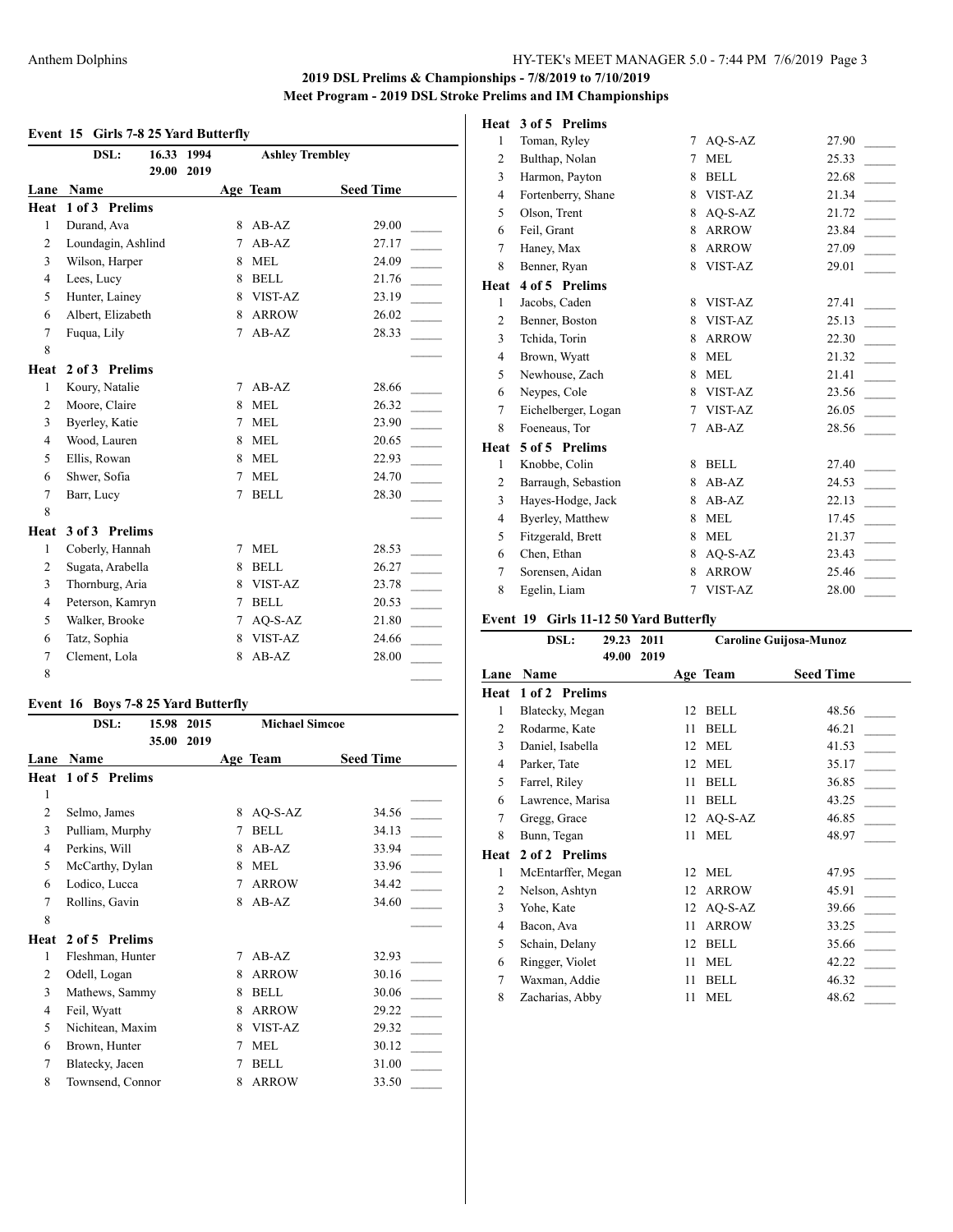## 2019 DSL Prelims & Championships - 7/8/2019 to 7/10/2019
### Meet Program - 2019 DSL Stroke Prelims and IM Championships

### Event 15 Girls 7-8 25 Yard Butterfly

DSL: 16.33 1994 Ashley Trembley
29.00 2019

| Lane | Name | Age | Team | Seed Time |
|---|---|---|---|---|
| **Heat 1 of 3 Prelims** | | | | |
| 1 | Durand, Ava | 8 | AB-AZ | 29.00 |
| 2 | Loundagin, Ashlind | 7 | AB-AZ | 27.17 |
| 3 | Wilson, Harper | 8 | MEL | 24.09 |
| 4 | Lees, Lucy | 8 | BELL | 21.76 |
| 5 | Hunter, Lainey | 8 | VIST-AZ | 23.19 |
| 6 | Albert, Elizabeth | 8 | ARROW | 26.02 |
| 7 | Fuqua, Lily | 7 | AB-AZ | 28.33 |
| 8 | | | | |
| **Heat 2 of 3 Prelims** | | | | |
| 1 | Koury, Natalie | 7 | AB-AZ | 28.66 |
| 2 | Moore, Claire | 8 | MEL | 26.32 |
| 3 | Byerley, Katie | 7 | MEL | 23.90 |
| 4 | Wood, Lauren | 8 | MEL | 20.65 |
| 5 | Ellis, Rowan | 8 | MEL | 22.93 |
| 6 | Shwer, Sofia | 7 | MEL | 24.70 |
| 7 | Barr, Lucy | 7 | BELL | 28.30 |
| 8 | | | | |
| **Heat 3 of 3 Prelims** | | | | |
| 1 | Coberly, Hannah | 7 | MEL | 28.53 |
| 2 | Sugata, Arabella | 8 | BELL | 26.27 |
| 3 | Thornburg, Aria | 8 | VIST-AZ | 23.78 |
| 4 | Peterson, Kamryn | 7 | BELL | 20.53 |
| 5 | Walker, Brooke | 7 | AQ-S-AZ | 21.80 |
| 6 | Tatz, Sophia | 8 | VIST-AZ | 24.66 |
| 7 | Clement, Lola | 8 | AB-AZ | 28.00 |
| 8 | | | | |

### Event 16 Boys 7-8 25 Yard Butterfly

DSL: 15.98 2015 Michael Simcoe
35.00 2019

| Lane | Name | Age | Team | Seed Time |
|---|---|---|---|---|
| **Heat 1 of 5 Prelims** | | | | |
| 1 | | | | |
| 2 | Selmo, James | 8 | AQ-S-AZ | 34.56 |
| 3 | Pulliam, Murphy | 7 | BELL | 34.13 |
| 4 | Perkins, Will | 8 | AB-AZ | 33.94 |
| 5 | McCarthy, Dylan | 8 | MEL | 33.96 |
| 6 | Lodico, Lucca | 7 | ARROW | 34.42 |
| 7 | Rollins, Gavin | 8 | AB-AZ | 34.60 |
| 8 | | | | |
| **Heat 2 of 5 Prelims** | | | | |
| 1 | Fleshman, Hunter | 7 | AB-AZ | 32.93 |
| 2 | Odell, Logan | 8 | ARROW | 30.16 |
| 3 | Mathews, Sammy | 8 | BELL | 30.06 |
| 4 | Feil, Wyatt | 8 | ARROW | 29.22 |
| 5 | Nichitean, Maxim | 8 | VIST-AZ | 29.32 |
| 6 | Brown, Hunter | 7 | MEL | 30.12 |
| 7 | Blatecky, Jacen | 7 | BELL | 31.00 |
| 8 | Townsend, Connor | 8 | ARROW | 33.50 |
| **Heat 3 of 5 Prelims** | | | | |
| 1 | Toman, Ryley | 7 | AQ-S-AZ | 27.90 |
| 2 | Bulthap, Nolan | 7 | MEL | 25.33 |
| 3 | Harmon, Payton | 8 | BELL | 22.68 |
| 4 | Fortenberry, Shane | 8 | VIST-AZ | 21.34 |
| 5 | Olson, Trent | 8 | AQ-S-AZ | 21.72 |
| 6 | Feil, Grant | 8 | ARROW | 23.84 |
| 7 | Haney, Max | 8 | ARROW | 27.09 |
| 8 | Benner, Ryan | 8 | VIST-AZ | 29.01 |
| **Heat 4 of 5 Prelims** | | | | |
| 1 | Jacobs, Caden | 8 | VIST-AZ | 27.41 |
| 2 | Benner, Boston | 8 | VIST-AZ | 25.13 |
| 3 | Tchida, Torin | 8 | ARROW | 22.30 |
| 4 | Brown, Wyatt | 8 | MEL | 21.32 |
| 5 | Newhouse, Zach | 8 | MEL | 21.41 |
| 6 | Neypes, Cole | 8 | VIST-AZ | 23.56 |
| 7 | Eichelberger, Logan | 7 | VIST-AZ | 26.05 |
| 8 | Foeneaus, Tor | 7 | AB-AZ | 28.56 |
| **Heat 5 of 5 Prelims** | | | | |
| 1 | Knobbe, Colin | 8 | BELL | 27.40 |
| 2 | Barraugh, Sebastion | 8 | AB-AZ | 24.53 |
| 3 | Hayes-Hodge, Jack | 8 | AB-AZ | 22.13 |
| 4 | Byerley, Matthew | 8 | MEL | 17.45 |
| 5 | Fitzgerald, Brett | 8 | MEL | 21.37 |
| 6 | Chen, Ethan | 8 | AQ-S-AZ | 23.43 |
| 7 | Sorensen, Aidan | 8 | ARROW | 25.46 |
| 8 | Egelin, Liam | 7 | VIST-AZ | 28.00 |

### Event 19 Girls 11-12 50 Yard Butterfly

DSL: 29.23 2011 Caroline Guijosa-Munoz
49.00 2019

| Lane | Name | Age | Team | Seed Time |
|---|---|---|---|---|
| **Heat 1 of 2 Prelims** | | | | |
| 1 | Blatecky, Megan | 12 | BELL | 48.56 |
| 2 | Rodarme, Kate | 11 | BELL | 46.21 |
| 3 | Daniel, Isabella | 12 | MEL | 41.53 |
| 4 | Parker, Tate | 12 | MEL | 35.17 |
| 5 | Farrel, Riley | 11 | BELL | 36.85 |
| 6 | Lawrence, Marisa | 11 | BELL | 43.25 |
| 7 | Gregg, Grace | 12 | AQ-S-AZ | 46.85 |
| 8 | Bunn, Tegan | 11 | MEL | 48.97 |
| **Heat 2 of 2 Prelims** | | | | |
| 1 | McEntarffer, Megan | 12 | MEL | 47.95 |
| 2 | Nelson, Ashtyn | 12 | ARROW | 45.91 |
| 3 | Yohe, Kate | 12 | AQ-S-AZ | 39.66 |
| 4 | Bacon, Ava | 11 | ARROW | 33.25 |
| 5 | Schain, Delany | 12 | BELL | 35.66 |
| 6 | Ringger, Violet | 11 | MEL | 42.22 |
| 7 | Waxman, Addie | 11 | BELL | 46.32 |
| 8 | Zacharias, Abby | 11 | MEL | 48.62 |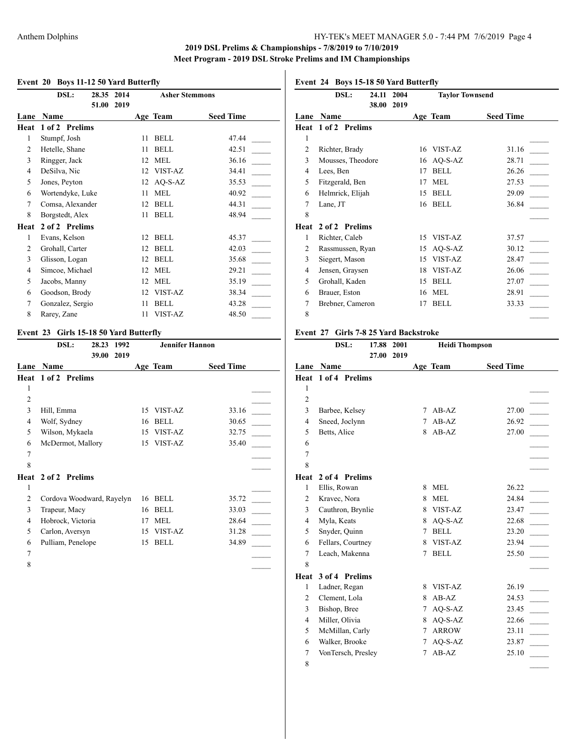## 2019 DSL Prelims & Championships - 7/8/2019 to 7/10/2019
### Meet Program - 2019 DSL Stroke Prelims and IM Championships

### Event 20 Boys 11-12 50 Yard Butterfly

DSL: 28.35 2014 Asher Stemmons
51.00 2019

| Lane | Name | Age | Team | Seed Time |
|---|---|---|---|---|
| **Heat 1 of 2 Prelims** | | | | |
| 1 | Stumpf, Josh | 11 | BELL | 47.44 |
| 2 | Hetelle, Shane | 11 | BELL | 42.51 |
| 3 | Ringger, Jack | 12 | MEL | 36.16 |
| 4 | DeSilva, Nic | 12 | VIST-AZ | 34.41 |
| 5 | Jones, Peyton | 12 | AQ-S-AZ | 35.53 |
| 6 | Wortendyke, Luke | 11 | MEL | 40.92 |
| 7 | Comsa, Alexander | 12 | BELL | 44.31 |
| 8 | Borgstedt, Alex | 11 | BELL | 48.94 |
| **Heat 2 of 2 Prelims** | | | | |
| 1 | Evans, Kelson | 12 | BELL | 45.37 |
| 2 | Grohall, Carter | 12 | BELL | 42.03 |
| 3 | Glisson, Logan | 12 | BELL | 35.68 |
| 4 | Simcoe, Michael | 12 | MEL | 29.21 |
| 5 | Jacobs, Manny | 12 | MEL | 35.19 |
| 6 | Goodson, Brody | 12 | VIST-AZ | 38.34 |
| 7 | Gonzalez, Sergio | 11 | BELL | 43.28 |
| 8 | Rarey, Zane | 11 | VIST-AZ | 48.50 |

### Event 23 Girls 15-18 50 Yard Butterfly

DSL: 28.23 1992 Jennifer Hannon
39.00 2019

| Lane | Name | Age | Team | Seed Time |
|---|---|---|---|---|
| **Heat 1 of 2 Prelims** | | | | |
| 1 | | | | |
| 2 | | | | |
| 3 | Hill, Emma | 15 | VIST-AZ | 33.16 |
| 4 | Wolf, Sydney | 16 | BELL | 30.65 |
| 5 | Wilson, Mykaela | 15 | VIST-AZ | 32.75 |
| 6 | McDermot, Mallory | 15 | VIST-AZ | 35.40 |
| 7 | | | | |
| 8 | | | | |
| **Heat 2 of 2 Prelims** | | | | |
| 1 | | | | |
| 2 | Cordova Woodward, Rayelyn | 16 | BELL | 35.72 |
| 3 | Trapeur, Macy | 16 | BELL | 33.03 |
| 4 | Hobrock, Victoria | 17 | MEL | 28.64 |
| 5 | Carlon, Aversyn | 15 | VIST-AZ | 31.28 |
| 6 | Pulliam, Penelope | 15 | BELL | 34.89 |
| 7 | | | | |
| 8 | | | | |

### Event 24 Boys 15-18 50 Yard Butterfly

DSL: 24.11 2004 Taylor Townsend
38.00 2019

| Lane | Name | Age | Team | Seed Time |
|---|---|---|---|---|
| **Heat 1 of 2 Prelims** | | | | |
| 1 | | | | |
| 2 | Richter, Brady | 16 | VIST-AZ | 31.16 |
| 3 | Mousses, Theodore | 16 | AQ-S-AZ | 28.71 |
| 4 | Lees, Ben | 17 | BELL | 26.26 |
| 5 | Fitzgerald, Ben | 17 | MEL | 27.53 |
| 6 | Helmrick, Elijah | 15 | BELL | 29.09 |
| 7 | Lane, JT | 16 | BELL | 36.84 |
| 8 | | | | |
| **Heat 2 of 2 Prelims** | | | | |
| 1 | Richter, Caleb | 15 | VIST-AZ | 37.57 |
| 2 | Rassmussen, Ryan | 15 | AQ-S-AZ | 30.12 |
| 3 | Siegert, Mason | 15 | VIST-AZ | 28.47 |
| 4 | Jensen, Graysen | 18 | VIST-AZ | 26.06 |
| 5 | Grohall, Kaden | 15 | BELL | 27.07 |
| 6 | Brauer, Eston | 16 | MEL | 28.91 |
| 7 | Brebner, Cameron | 17 | BELL | 33.33 |
| 8 | | | | |

### Event 27 Girls 7-8 25 Yard Backstroke

DSL: 17.88 2001 Heidi Thompson
27.00 2019

| Lane | Name | Age | Team | Seed Time |
|---|---|---|---|---|
| **Heat 1 of 4 Prelims** | | | | |
| 1 | | | | |
| 2 | | | | |
| 3 | Barbee, Kelsey | 7 | AB-AZ | 27.00 |
| 4 | Sneed, Joclynn | 7 | AB-AZ | 26.92 |
| 5 | Betts, Alice | 8 | AB-AZ | 27.00 |
| 6 | | | | |
| 7 | | | | |
| 8 | | | | |
| **Heat 2 of 4 Prelims** | | | | |
| 1 | Ellis, Rowan | 8 | MEL | 26.22 |
| 2 | Kravec, Nora | 8 | MEL | 24.84 |
| 3 | Cauthron, Brynlie | 8 | VIST-AZ | 23.47 |
| 4 | Myla, Keats | 8 | AQ-S-AZ | 22.68 |
| 5 | Snyder, Quinn | 7 | BELL | 23.20 |
| 6 | Fellars, Courtney | 8 | VIST-AZ | 23.94 |
| 7 | Leach, Makenna | 7 | BELL | 25.50 |
| 8 | | | | |
| **Heat 3 of 4 Prelims** | | | | |
| 1 | Ladner, Regan | 8 | VIST-AZ | 26.19 |
| 2 | Clement, Lola | 8 | AB-AZ | 24.53 |
| 3 | Bishop, Bree | 7 | AQ-S-AZ | 23.45 |
| 4 | Miller, Olivia | 8 | AQ-S-AZ | 22.66 |
| 5 | McMillan, Carly | 7 | ARROW | 23.11 |
| 6 | Walker, Brooke | 7 | AQ-S-AZ | 23.87 |
| 7 | VonTersch, Presley | 7 | AB-AZ | 25.10 |
| 8 | | | | |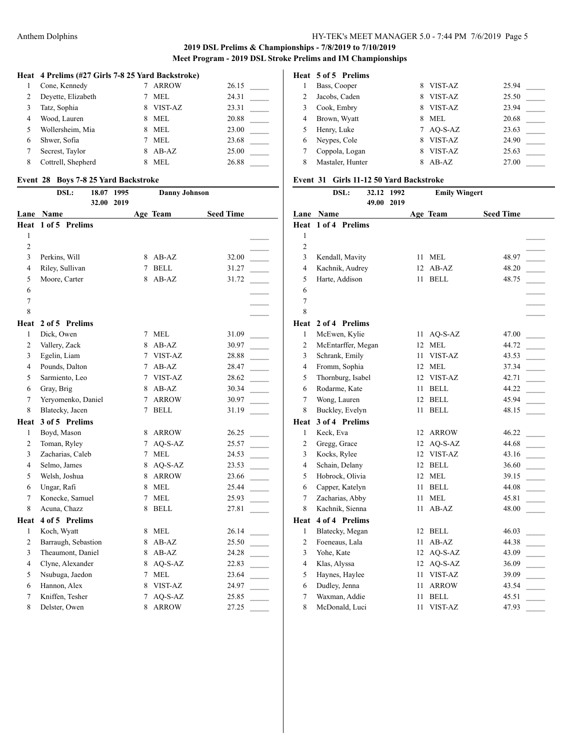## 2019 DSL Prelims & Championships - 7/8/2019 to 7/10/2019

### Meet Program - 2019 DSL Stroke Prelims and IM Championships

**Heat 4 Prelims (#27 Girls 7-8 25 Yard Backstroke)**

| Lane | Name | Age | Team | Seed Time |
|---|---|---|---|---|
| 1 | Cone, Kennedy | 7 | ARROW | 26.15 |
| 2 | Deyette, Elizabeth | 7 | MEL | 24.31 |
| 3 | Tatz, Sophia | 8 | VIST-AZ | 23.31 |
| 4 | Wood, Lauren | 8 | MEL | 20.88 |
| 5 | Wollersheim, Mia | 8 | MEL | 23.00 |
| 6 | Shwer, Sofia | 7 | MEL | 23.68 |
| 7 | Secrest, Taylor | 8 | AB-AZ | 25.00 |
| 8 | Cottrell, Shepherd | 8 | MEL | 26.88 |

### Event 28 Boys 7-8 25 Yard Backstroke

DSL: 18.07 1995 Danny Johnson
32.00 2019

| Lane | Name | Age | Team | Seed Time |
|---|---|---|---|---|
| **Heat 1 of 5 Prelims** | | | | |
| 1 | | | | |
| 2 | | | | |
| 3 | Perkins, Will | 8 | AB-AZ | 32.00 |
| 4 | Riley, Sullivan | 7 | BELL | 31.27 |
| 5 | Moore, Carter | 8 | AB-AZ | 31.72 |
| 6 | | | | |
| 7 | | | | |
| 8 | | | | |
| **Heat 2 of 5 Prelims** | | | | |
| 1 | Dick, Owen | 7 | MEL | 31.09 |
| 2 | Vallery, Zack | 8 | AB-AZ | 30.97 |
| 3 | Egelin, Liam | 7 | VIST-AZ | 28.88 |
| 4 | Pounds, Dalton | 7 | AB-AZ | 28.47 |
| 5 | Sarmiento, Leo | 7 | VIST-AZ | 28.62 |
| 6 | Gray, Brig | 8 | AB-AZ | 30.34 |
| 7 | Yeryomenko, Daniel | 7 | ARROW | 30.97 |
| 8 | Blatecky, Jacen | 7 | BELL | 31.19 |
| **Heat 3 of 5 Prelims** | | | | |
| 1 | Boyd, Mason | 8 | ARROW | 26.25 |
| 2 | Toman, Ryley | 7 | AQ-S-AZ | 25.57 |
| 3 | Zacharias, Caleb | 7 | MEL | 24.53 |
| 4 | Selmo, James | 8 | AQ-S-AZ | 23.53 |
| 5 | Welsh, Joshua | 8 | ARROW | 23.66 |
| 6 | Ungar, Rafi | 8 | MEL | 25.44 |
| 7 | Konecke, Samuel | 7 | MEL | 25.93 |
| 8 | Acuna, Chazz | 8 | BELL | 27.81 |
| **Heat 4 of 5 Prelims** | | | | |
| 1 | Koch, Wyatt | 8 | MEL | 26.14 |
| 2 | Barraugh, Sebastion | 8 | AB-AZ | 25.50 |
| 3 | Theaumont, Daniel | 8 | AB-AZ | 24.28 |
| 4 | Clyne, Alexander | 8 | AQ-S-AZ | 22.83 |
| 5 | Nsubuga, Jaedon | 7 | MEL | 23.64 |
| 6 | Hannon, Alex | 8 | VIST-AZ | 24.97 |
| 7 | Kniffen, Tesher | 7 | AQ-S-AZ | 25.85 |
| 8 | Delster, Owen | 8 | ARROW | 27.25 |
| **Heat 5 of 5 Prelims** | | | | |
| 1 | Bass, Cooper | 8 | VIST-AZ | 25.94 |
| 2 | Jacobs, Caden | 8 | VIST-AZ | 25.50 |
| 3 | Cook, Embry | 8 | VIST-AZ | 23.94 |
| 4 | Brown, Wyatt | 8 | MEL | 20.68 |
| 5 | Henry, Luke | 7 | AQ-S-AZ | 23.63 |
| 6 | Neypes, Cole | 8 | VIST-AZ | 24.90 |
| 7 | Coppola, Logan | 8 | VIST-AZ | 25.63 |
| 8 | Mastaler, Hunter | 8 | AB-AZ | 27.00 |

### Event 31 Girls 11-12 50 Yard Backstroke

DSL: 32.12 1992 Emily Wingert
49.00 2019

| Lane | Name | Age | Team | Seed Time |
|---|---|---|---|---|
| **Heat 1 of 4 Prelims** | | | | |
| 1 | | | | |
| 2 | | | | |
| 3 | Kendall, Mavity | 11 | MEL | 48.97 |
| 4 | Kachnik, Audrey | 12 | AB-AZ | 48.20 |
| 5 | Harte, Addison | 11 | BELL | 48.75 |
| 6 | | | | |
| 7 | | | | |
| 8 | | | | |
| **Heat 2 of 4 Prelims** | | | | |
| 1 | McEwen, Kylie | 11 | AQ-S-AZ | 47.00 |
| 2 | McEntarffer, Megan | 12 | MEL | 44.72 |
| 3 | Schrank, Emily | 11 | VIST-AZ | 43.53 |
| 4 | Fromm, Sophia | 12 | MEL | 37.34 |
| 5 | Thornburg, Isabel | 12 | VIST-AZ | 42.71 |
| 6 | Rodarme, Kate | 11 | BELL | 44.22 |
| 7 | Wong, Lauren | 12 | BELL | 45.94 |
| 8 | Buckley, Evelyn | 11 | BELL | 48.15 |
| **Heat 3 of 4 Prelims** | | | | |
| 1 | Keck, Eva | 12 | ARROW | 46.22 |
| 2 | Gregg, Grace | 12 | AQ-S-AZ | 44.68 |
| 3 | Kocks, Rylee | 12 | VIST-AZ | 43.16 |
| 4 | Schain, Delany | 12 | BELL | 36.60 |
| 5 | Hobrock, Olivia | 12 | MEL | 39.15 |
| 6 | Capper, Katelyn | 11 | BELL | 44.08 |
| 7 | Zacharias, Abby | 11 | MEL | 45.81 |
| 8 | Kachnik, Sienna | 11 | AB-AZ | 48.00 |
| **Heat 4 of 4 Prelims** | | | | |
| 1 | Blatecky, Megan | 12 | BELL | 46.03 |
| 2 | Foeneaus, Lala | 11 | AB-AZ | 44.38 |
| 3 | Yohe, Kate | 12 | AQ-S-AZ | 43.09 |
| 4 | Klas, Alyssa | 12 | AQ-S-AZ | 36.09 |
| 5 | Haynes, Haylee | 11 | VIST-AZ | 39.09 |
| 6 | Dudley, Jenna | 11 | ARROW | 43.54 |
| 7 | Waxman, Addie | 11 | BELL | 45.51 |
| 8 | McDonald, Luci | 11 | VIST-AZ | 47.93 |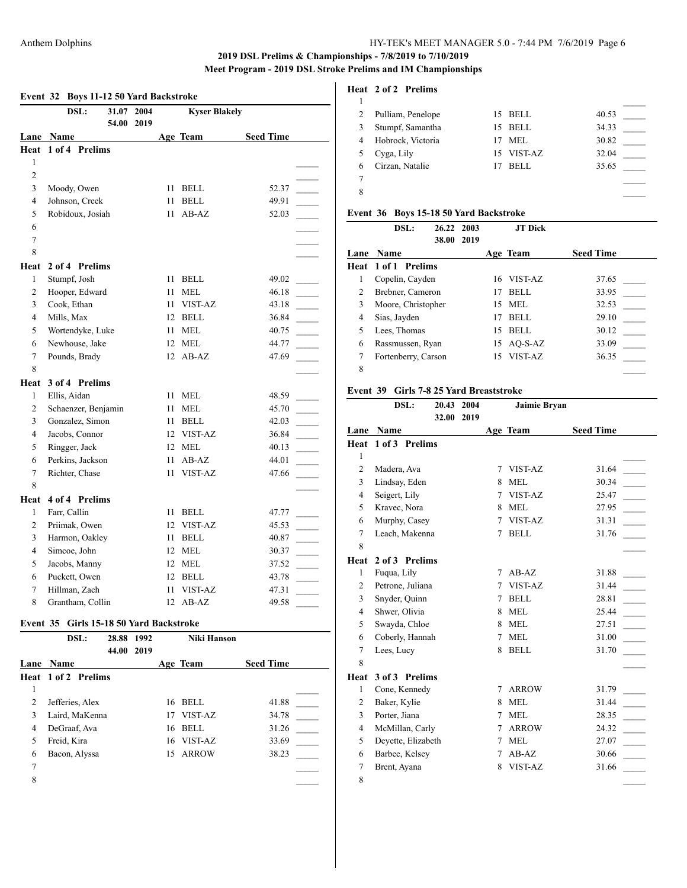**2019 DSL Prelims & Championships - 7/8/2019 to 7/10/2019**

**Meet Program - 2019 DSL Stroke Prelims and IM Championships**

### Event 32 Boys 11-12 50 Yard Backstroke

DSL: 31.07 2004 Kyser Blakely
54.00 2019

| Lane | Name | Age | Team | Seed Time |
|---|---|---|---|---|
| **Heat 1 of 4 Prelims** | | | | |
| 1 | | | | |
| 2 | | | | |
| 3 | Moody, Owen | 11 | BELL | 52.37 |
| 4 | Johnson, Creek | 11 | BELL | 49.91 |
| 5 | Robidoux, Josiah | 11 | AB-AZ | 52.03 |
| 6 | | | | |
| 7 | | | | |
| 8 | | | | |
| **Heat 2 of 4 Prelims** | | | | |
| 1 | Stumpf, Josh | 11 | BELL | 49.02 |
| 2 | Hooper, Edward | 11 | MEL | 46.18 |
| 3 | Cook, Ethan | 11 | VIST-AZ | 43.18 |
| 4 | Mills, Max | 12 | BELL | 36.84 |
| 5 | Wortendyke, Luke | 11 | MEL | 40.75 |
| 6 | Newhouse, Jake | 12 | MEL | 44.77 |
| 7 | Pounds, Brady | 12 | AB-AZ | 47.69 |
| 8 | | | | |
| **Heat 3 of 4 Prelims** | | | | |
| 1 | Ellis, Aidan | 11 | MEL | 48.59 |
| 2 | Schaenzer, Benjamin | 11 | MEL | 45.70 |
| 3 | Gonzalez, Simon | 11 | BELL | 42.03 |
| 4 | Jacobs, Connor | 12 | VIST-AZ | 36.84 |
| 5 | Ringger, Jack | 12 | MEL | 40.13 |
| 6 | Perkins, Jackson | 11 | AB-AZ | 44.01 |
| 7 | Richter, Chase | 11 | VIST-AZ | 47.66 |
| 8 | | | | |
| **Heat 4 of 4 Prelims** | | | | |
| 1 | Farr, Callin | 11 | BELL | 47.77 |
| 2 | Priimak, Owen | 12 | VIST-AZ | 45.53 |
| 3 | Harmon, Oakley | 11 | BELL | 40.87 |
| 4 | Simcoe, John | 12 | MEL | 30.37 |
| 5 | Jacobs, Manny | 12 | MEL | 37.52 |
| 6 | Puckett, Owen | 12 | BELL | 43.78 |
| 7 | Hillman, Zach | 11 | VIST-AZ | 47.31 |
| 8 | Grantham, Collin | 12 | AB-AZ | 49.58 |

### Event 35 Girls 15-18 50 Yard Backstroke

DSL: 28.88 1992 Niki Hanson
44.00 2019

| Lane | Name | Age | Team | Seed Time |
|---|---|---|---|---|
| **Heat 1 of 2 Prelims** | | | | |
| 1 | | | | |
| 2 | Jefferies, Alex | 16 | BELL | 41.88 |
| 3 | Laird, MaKenna | 17 | VIST-AZ | 34.78 |
| 4 | DeGraaf, Ava | 16 | BELL | 31.26 |
| 5 | Freid, Kira | 16 | VIST-AZ | 33.69 |
| 6 | Bacon, Alyssa | 15 | ARROW | 38.23 |
| 7 | | | | |
| 8 | | | | |
| **Heat 2 of 2 Prelims** | | | | |
| 1 | | | | |
| 2 | Pulliam, Penelope | 15 | BELL | 40.53 |
| 3 | Stumpf, Samantha | 15 | BELL | 34.33 |
| 4 | Hobrock, Victoria | 17 | MEL | 30.82 |
| 5 | Cyga, Lily | 15 | VIST-AZ | 32.04 |
| 6 | Cirzan, Natalie | 17 | BELL | 35.65 |
| 7 | | | | |
| 8 | | | | |

### Event 36 Boys 15-18 50 Yard Backstroke

DSL: 26.22 2003 JT Dick
38.00 2019

| Lane | Name | Age | Team | Seed Time |
|---|---|---|---|---|
| **Heat 1 of 1 Prelims** | | | | |
| 1 | Copelin, Cayden | 16 | VIST-AZ | 37.65 |
| 2 | Brebner, Cameron | 17 | BELL | 33.95 |
| 3 | Moore, Christopher | 15 | MEL | 32.53 |
| 4 | Sias, Jayden | 17 | BELL | 29.10 |
| 5 | Lees, Thomas | 15 | BELL | 30.12 |
| 6 | Rassmussen, Ryan | 15 | AQ-S-AZ | 33.09 |
| 7 | Fortenberry, Carson | 15 | VIST-AZ | 36.35 |
| 8 | | | | |

### Event 39 Girls 7-8 25 Yard Breaststroke

DSL: 20.43 2004 Jaimie Bryan
32.00 2019

| Lane | Name | Age | Team | Seed Time |
|---|---|---|---|---|
| **Heat 1 of 3 Prelims** | | | | |
| 1 | | | | |
| 2 | Madera, Ava | 7 | VIST-AZ | 31.64 |
| 3 | Lindsay, Eden | 8 | MEL | 30.34 |
| 4 | Seigert, Lily | 7 | VIST-AZ | 25.47 |
| 5 | Kravec, Nora | 8 | MEL | 27.95 |
| 6 | Murphy, Casey | 7 | VIST-AZ | 31.31 |
| 7 | Leach, Makenna | 7 | BELL | 31.76 |
| 8 | | | | |
| **Heat 2 of 3 Prelims** | | | | |
| 1 | Fuqua, Lily | 7 | AB-AZ | 31.88 |
| 2 | Petrone, Juliana | 7 | VIST-AZ | 31.44 |
| 3 | Snyder, Quinn | 7 | BELL | 28.81 |
| 4 | Shwer, Olivia | 8 | MEL | 25.44 |
| 5 | Swayda, Chloe | 8 | MEL | 27.51 |
| 6 | Coberly, Hannah | 7 | MEL | 31.00 |
| 7 | Lees, Lucy | 8 | BELL | 31.70 |
| 8 | | | | |
| **Heat 3 of 3 Prelims** | | | | |
| 1 | Cone, Kennedy | 7 | ARROW | 31.79 |
| 2 | Baker, Kylie | 8 | MEL | 31.44 |
| 3 | Porter, Jiana | 7 | MEL | 28.35 |
| 4 | McMillan, Carly | 7 | ARROW | 24.32 |
| 5 | Deyette, Elizabeth | 7 | MEL | 27.07 |
| 6 | Barbee, Kelsey | 7 | AB-AZ | 30.66 |
| 7 | Brent, Ayana | 8 | VIST-AZ | 31.66 |
| 8 | | | | |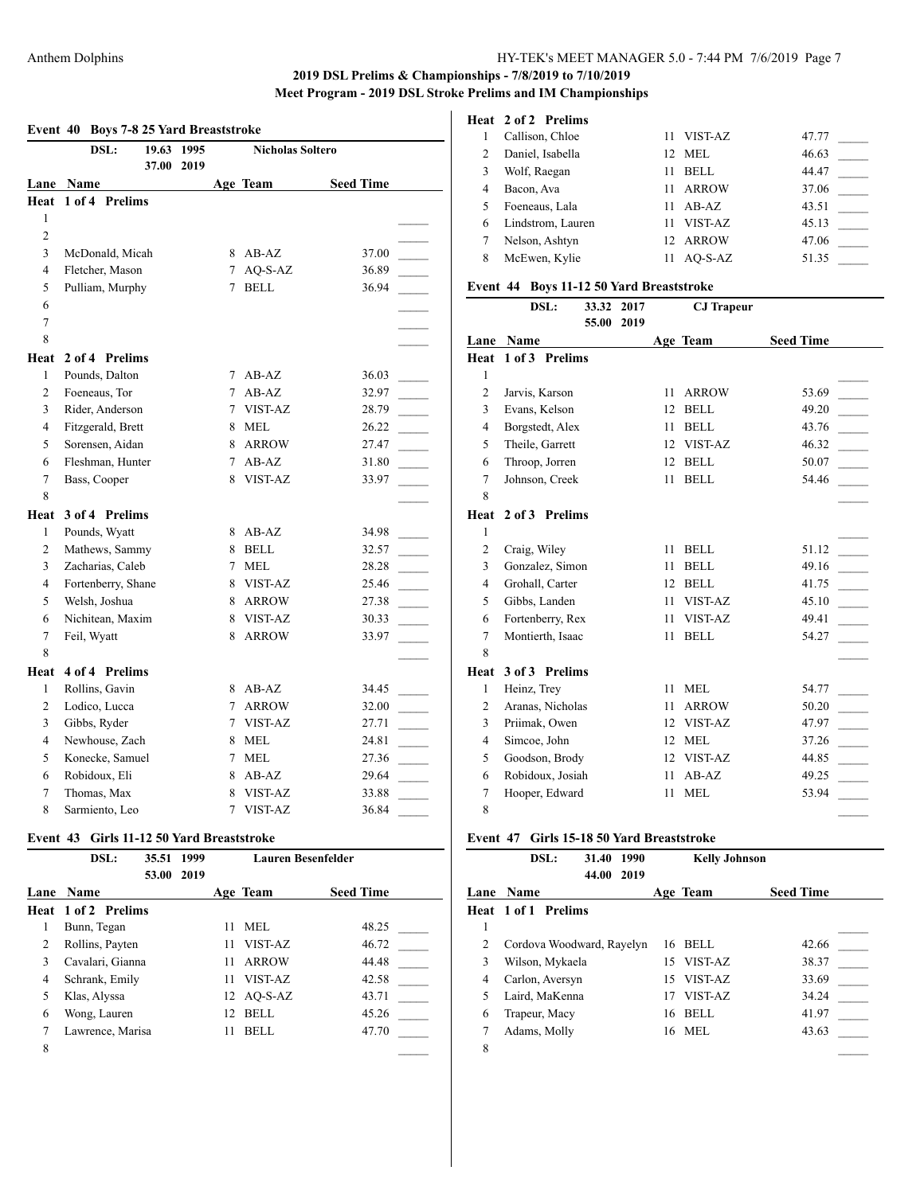## 2019 DSL Prelims & Championships - 7/8/2019 to 7/10/2019
### Meet Program - 2019 DSL Stroke Prelims and IM Championships

### Event 40 Boys 7-8 25 Yard Breaststroke

| DSL: | 19.63 | 1995 | Nicholas Soltero |
|---|---|---|---|
| | 37.00 | 2019 | |

| Lane | Name | Age | Team | Seed Time |
|---|---|---|---|---|
| **Heat 1 of 4 Prelims** | | | | |
| 1 | | | | |
| 2 | | | | |
| 3 | McDonald, Micah | 8 | AB-AZ | 37.00 |
| 4 | Fletcher, Mason | 7 | AQ-S-AZ | 36.89 |
| 5 | Pulliam, Murphy | 7 | BELL | 36.94 |
| 6 | | | | |
| 7 | | | | |
| 8 | | | | |
| **Heat 2 of 4 Prelims** | | | | |
| 1 | Pounds, Dalton | 7 | AB-AZ | 36.03 |
| 2 | Foeneaus, Tor | 7 | AB-AZ | 32.97 |
| 3 | Rider, Anderson | 7 | VIST-AZ | 28.79 |
| 4 | Fitzgerald, Brett | 8 | MEL | 26.22 |
| 5 | Sorensen, Aidan | 8 | ARROW | 27.47 |
| 6 | Fleshman, Hunter | 7 | AB-AZ | 31.80 |
| 7 | Bass, Cooper | 8 | VIST-AZ | 33.97 |
| 8 | | | | |
| **Heat 3 of 4 Prelims** | | | | |
| 1 | Pounds, Wyatt | 8 | AB-AZ | 34.98 |
| 2 | Mathews, Sammy | 8 | BELL | 32.57 |
| 3 | Zacharias, Caleb | 7 | MEL | 28.28 |
| 4 | Fortenberry, Shane | 8 | VIST-AZ | 25.46 |
| 5 | Welsh, Joshua | 8 | ARROW | 27.38 |
| 6 | Nichitean, Maxim | 8 | VIST-AZ | 30.33 |
| 7 | Feil, Wyatt | 8 | ARROW | 33.97 |
| 8 | | | | |
| **Heat 4 of 4 Prelims** | | | | |
| 1 | Rollins, Gavin | 8 | AB-AZ | 34.45 |
| 2 | Lodico, Lucca | 7 | ARROW | 32.00 |
| 3 | Gibbs, Ryder | 7 | VIST-AZ | 27.71 |
| 4 | Newhouse, Zach | 8 | MEL | 24.81 |
| 5 | Konecke, Samuel | 7 | MEL | 27.36 |
| 6 | Robidoux, Eli | 8 | AB-AZ | 29.64 |
| 7 | Thomas, Max | 8 | VIST-AZ | 33.88 |
| 8 | Sarmiento, Leo | 7 | VIST-AZ | 36.84 |

### Event 43 Girls 11-12 50 Yard Breaststroke

| DSL: | 35.51 | 1999 | Lauren Besenfelder |
|---|---|---|---|
| | 53.00 | 2019 | |

| Lane | Name | Age | Team | Seed Time |
|---|---|---|---|---|
| **Heat 1 of 2 Prelims** | | | | |
| 1 | Bunn, Tegan | 11 | MEL | 48.25 |
| 2 | Rollins, Payten | 11 | VIST-AZ | 46.72 |
| 3 | Cavalari, Gianna | 11 | ARROW | 44.48 |
| 4 | Schrank, Emily | 11 | VIST-AZ | 42.58 |
| 5 | Klas, Alyssa | 12 | AQ-S-AZ | 43.71 |
| 6 | Wong, Lauren | 12 | BELL | 45.26 |
| 7 | Lawrence, Marisa | 11 | BELL | 47.70 |
| 8 | | | | |
| **Heat 2 of 2 Prelims** | | | | |
| 1 | Callison, Chloe | 11 | VIST-AZ | 47.77 |
| 2 | Daniel, Isabella | 12 | MEL | 46.63 |
| 3 | Wolf, Raegan | 11 | BELL | 44.47 |
| 4 | Bacon, Ava | 11 | ARROW | 37.06 |
| 5 | Foeneaus, Lala | 11 | AB-AZ | 43.51 |
| 6 | Lindstrom, Lauren | 11 | VIST-AZ | 45.13 |
| 7 | Nelson, Ashtyn | 12 | ARROW | 47.06 |
| 8 | McEwen, Kylie | 11 | AQ-S-AZ | 51.35 |

### Event 44 Boys 11-12 50 Yard Breaststroke

| DSL: | 33.32 | 2017 | CJ Trapeur |
|---|---|---|---|
| | 55.00 | 2019 | |

| Lane | Name | Age | Team | Seed Time |
|---|---|---|---|---|
| **Heat 1 of 3 Prelims** | | | | |
| 1 | | | | |
| 2 | Jarvis, Karson | 11 | ARROW | 53.69 |
| 3 | Evans, Kelson | 12 | BELL | 49.20 |
| 4 | Borgstedt, Alex | 11 | BELL | 43.76 |
| 5 | Theile, Garrett | 12 | VIST-AZ | 46.32 |
| 6 | Throop, Jorren | 12 | BELL | 50.07 |
| 7 | Johnson, Creek | 11 | BELL | 54.46 |
| 8 | | | | |
| **Heat 2 of 3 Prelims** | | | | |
| 1 | | | | |
| 2 | Craig, Wiley | 11 | BELL | 51.12 |
| 3 | Gonzalez, Simon | 11 | BELL | 49.16 |
| 4 | Grohall, Carter | 12 | BELL | 41.75 |
| 5 | Gibbs, Landen | 11 | VIST-AZ | 45.10 |
| 6 | Fortenberry, Rex | 11 | VIST-AZ | 49.41 |
| 7 | Montierth, Isaac | 11 | BELL | 54.27 |
| 8 | | | | |
| **Heat 3 of 3 Prelims** | | | | |
| 1 | Heinz, Trey | 11 | MEL | 54.77 |
| 2 | Aranas, Nicholas | 11 | ARROW | 50.20 |
| 3 | Priimak, Owen | 12 | VIST-AZ | 47.97 |
| 4 | Simcoe, John | 12 | MEL | 37.26 |
| 5 | Goodson, Brody | 12 | VIST-AZ | 44.85 |
| 6 | Robidoux, Josiah | 11 | AB-AZ | 49.25 |
| 7 | Hooper, Edward | 11 | MEL | 53.94 |
| 8 | | | | |

### Event 47 Girls 15-18 50 Yard Breaststroke

| DSL: | 31.40 | 1990 | Kelly Johnson |
|---|---|---|---|
| | 44.00 | 2019 | |

| Lane | Name | Age | Team | Seed Time |
|---|---|---|---|---|
| **Heat 1 of 1 Prelims** | | | | |
| 1 | | | | |
| 2 | Cordova Woodward, Rayelyn | 16 | BELL | 42.66 |
| 3 | Wilson, Mykaela | 15 | VIST-AZ | 38.37 |
| 4 | Carlon, Aversyn | 15 | VIST-AZ | 33.69 |
| 5 | Laird, MaKenna | 17 | VIST-AZ | 34.24 |
| 6 | Trapeur, Macy | 16 | BELL | 41.97 |
| 7 | Adams, Molly | 16 | MEL | 43.63 |
| 8 | | | | |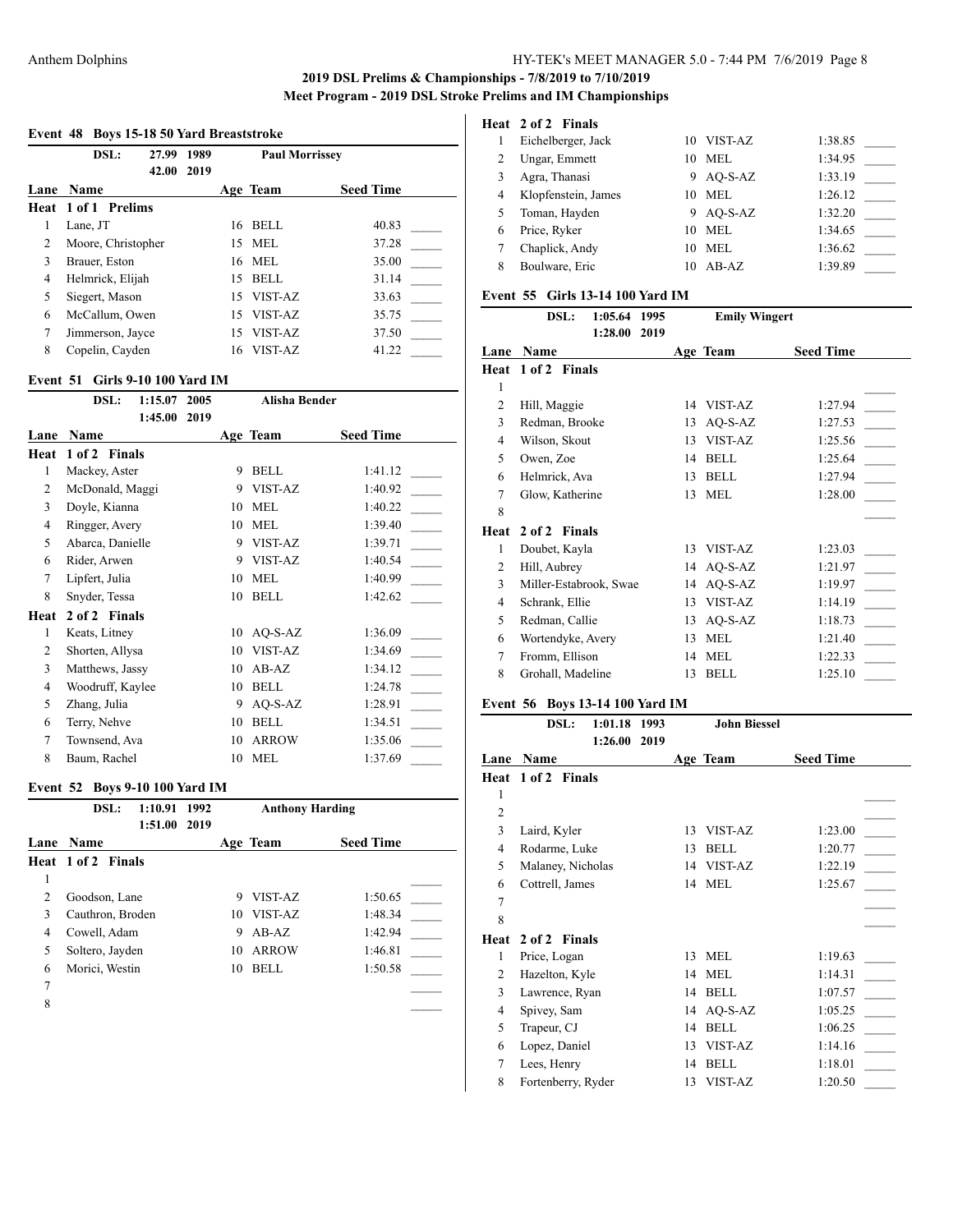## 2019 DSL Prelims & Championships - 7/8/2019 to 7/10/2019

### Meet Program - 2019 DSL Stroke Prelims and IM Championships

#### Event 48 Boys 15-18 50 Yard Breaststroke

DSL: 27.99 1989 Paul Morrissey
42.00 2019

| Lane | Name | Age | Team | Seed Time | |
|---|---|---|---|---|---|
| **Heat 1 of 1 Prelims** | | | | | |
| 1 | Lane, JT | 16 | BELL | 40.83 | _____ |
| 2 | Moore, Christopher | 15 | MEL | 37.28 | _____ |
| 3 | Brauer, Eston | 16 | MEL | 35.00 | _____ |
| 4 | Helmrick, Elijah | 15 | BELL | 31.14 | _____ |
| 5 | Siegert, Mason | 15 | VIST-AZ | 33.63 | _____ |
| 6 | McCallum, Owen | 15 | VIST-AZ | 35.75 | _____ |
| 7 | Jimmerson, Jayce | 15 | VIST-AZ | 37.50 | _____ |
| 8 | Copelin, Cayden | 16 | VIST-AZ | 41.22 | _____ |

#### Event 51 Girls 9-10 100 Yard IM

DSL: 1:15.07 2005 Alisha Bender
1:45.00 2019

| Lane | Name | Age | Team | Seed Time | |
|---|---|---|---|---|---|
| **Heat 1 of 2 Finals** | | | | | |
| 1 | Mackey, Aster | 9 | BELL | 1:41.12 | _____ |
| 2 | McDonald, Maggi | 9 | VIST-AZ | 1:40.92 | _____ |
| 3 | Doyle, Kianna | 10 | MEL | 1:40.22 | _____ |
| 4 | Ringger, Avery | 10 | MEL | 1:39.40 | _____ |
| 5 | Abarca, Danielle | 9 | VIST-AZ | 1:39.71 | _____ |
| 6 | Rider, Arwen | 9 | VIST-AZ | 1:40.54 | _____ |
| 7 | Lipfert, Julia | 10 | MEL | 1:40.99 | _____ |
| 8 | Snyder, Tessa | 10 | BELL | 1:42.62 | _____ |
| **Heat 2 of 2 Finals** | | | | | |
| 1 | Keats, Litney | 10 | AQ-S-AZ | 1:36.09 | _____ |
| 2 | Shorten, Allysa | 10 | VIST-AZ | 1:34.69 | _____ |
| 3 | Matthews, Jassy | 10 | AB-AZ | 1:34.12 | _____ |
| 4 | Woodruff, Kaylee | 10 | BELL | 1:24.78 | _____ |
| 5 | Zhang, Julia | 9 | AQ-S-AZ | 1:28.91 | _____ |
| 6 | Terry, Nehve | 10 | BELL | 1:34.51 | _____ |
| 7 | Townsend, Ava | 10 | ARROW | 1:35.06 | _____ |
| 8 | Baum, Rachel | 10 | MEL | 1:37.69 | _____ |

#### Event 52 Boys 9-10 100 Yard IM

DSL: 1:10.91 1992 Anthony Harding
1:51.00 2019

| Lane | Name | Age | Team | Seed Time | |
|---|---|---|---|---|---|
| **Heat 1 of 2 Finals** | | | | | |
| 1 | | | | | _____ |
| 2 | Goodson, Lane | 9 | VIST-AZ | 1:50.65 | _____ |
| 3 | Cauthron, Broden | 10 | VIST-AZ | 1:48.34 | _____ |
| 4 | Cowell, Adam | 9 | AB-AZ | 1:42.94 | _____ |
| 5 | Soltero, Jayden | 10 | ARROW | 1:46.81 | _____ |
| 6 | Morici, Westin | 10 | BELL | 1:50.58 | _____ |
| 7 | | | | | _____ |
| 8 | | | | | _____ |
| **Heat 2 of 2 Finals** | | | | | |
| 1 | Eichelberger, Jack | 10 | VIST-AZ | 1:38.85 | _____ |
| 2 | Ungar, Emmett | 10 | MEL | 1:34.95 | _____ |
| 3 | Agra, Thanasi | 9 | AQ-S-AZ | 1:33.19 | _____ |
| 4 | Klopfenstein, James | 10 | MEL | 1:26.12 | _____ |
| 5 | Toman, Hayden | 9 | AQ-S-AZ | 1:32.20 | _____ |
| 6 | Price, Ryker | 10 | MEL | 1:34.65 | _____ |
| 7 | Chaplick, Andy | 10 | MEL | 1:36.62 | _____ |
| 8 | Boulware, Eric | 10 | AB-AZ | 1:39.89 | _____ |

#### Event 55 Girls 13-14 100 Yard IM

DSL: 1:05.64 1995 Emily Wingert
1:28.00 2019

| Lane | Name | Age | Team | Seed Time | |
|---|---|---|---|---|---|
| **Heat 1 of 2 Finals** | | | | | |
| 1 | | | | | _____ |
| 2 | Hill, Maggie | 14 | VIST-AZ | 1:27.94 | _____ |
| 3 | Redman, Brooke | 13 | AQ-S-AZ | 1:27.53 | _____ |
| 4 | Wilson, Skout | 13 | VIST-AZ | 1:25.56 | _____ |
| 5 | Owen, Zoe | 14 | BELL | 1:25.64 | _____ |
| 6 | Helmrick, Ava | 13 | BELL | 1:27.94 | _____ |
| 7 | Glow, Katherine | 13 | MEL | 1:28.00 | _____ |
| 8 | | | | | _____ |
| **Heat 2 of 2 Finals** | | | | | |
| 1 | Doubet, Kayla | 13 | VIST-AZ | 1:23.03 | _____ |
| 2 | Hill, Aubrey | 14 | AQ-S-AZ | 1:21.97 | _____ |
| 3 | Miller-Estabrook, Swae | 14 | AQ-S-AZ | 1:19.97 | _____ |
| 4 | Schrank, Ellie | 13 | VIST-AZ | 1:14.19 | _____ |
| 5 | Redman, Callie | 13 | AQ-S-AZ | 1:18.73 | _____ |
| 6 | Wortendyke, Avery | 13 | MEL | 1:21.40 | _____ |
| 7 | Fromm, Ellison | 14 | MEL | 1:22.33 | _____ |
| 8 | Grohall, Madeline | 13 | BELL | 1:25.10 | _____ |

#### Event 56 Boys 13-14 100 Yard IM

DSL: 1:01.18 1993 John Biessel
1:26.00 2019

| Lane | Name | Age | Team | Seed Time | |
|---|---|---|---|---|---|
| **Heat 1 of 2 Finals** | | | | | |
| 1 | | | | | _____ |
| 2 | | | | | _____ |
| 3 | Laird, Kyler | 13 | VIST-AZ | 1:23.00 | _____ |
| 4 | Rodarme, Luke | 13 | BELL | 1:20.77 | _____ |
| 5 | Malaney, Nicholas | 14 | VIST-AZ | 1:22.19 | _____ |
| 6 | Cottrell, James | 14 | MEL | 1:25.67 | _____ |
| 7 | | | | | _____ |
| 8 | | | | | _____ |
| **Heat 2 of 2 Finals** | | | | | |
| 1 | Price, Logan | 13 | MEL | 1:19.63 | _____ |
| 2 | Hazelton, Kyle | 14 | MEL | 1:14.31 | _____ |
| 3 | Lawrence, Ryan | 14 | BELL | 1:07.57 | _____ |
| 4 | Spivey, Sam | 14 | AQ-S-AZ | 1:05.25 | _____ |
| 5 | Trapeur, CJ | 14 | BELL | 1:06.25 | _____ |
| 6 | Lopez, Daniel | 13 | VIST-AZ | 1:14.16 | _____ |
| 7 | Lees, Henry | 14 | BELL | 1:18.01 | _____ |
| 8 | Fortenberry, Ryder | 13 | VIST-AZ | 1:20.50 | _____ |